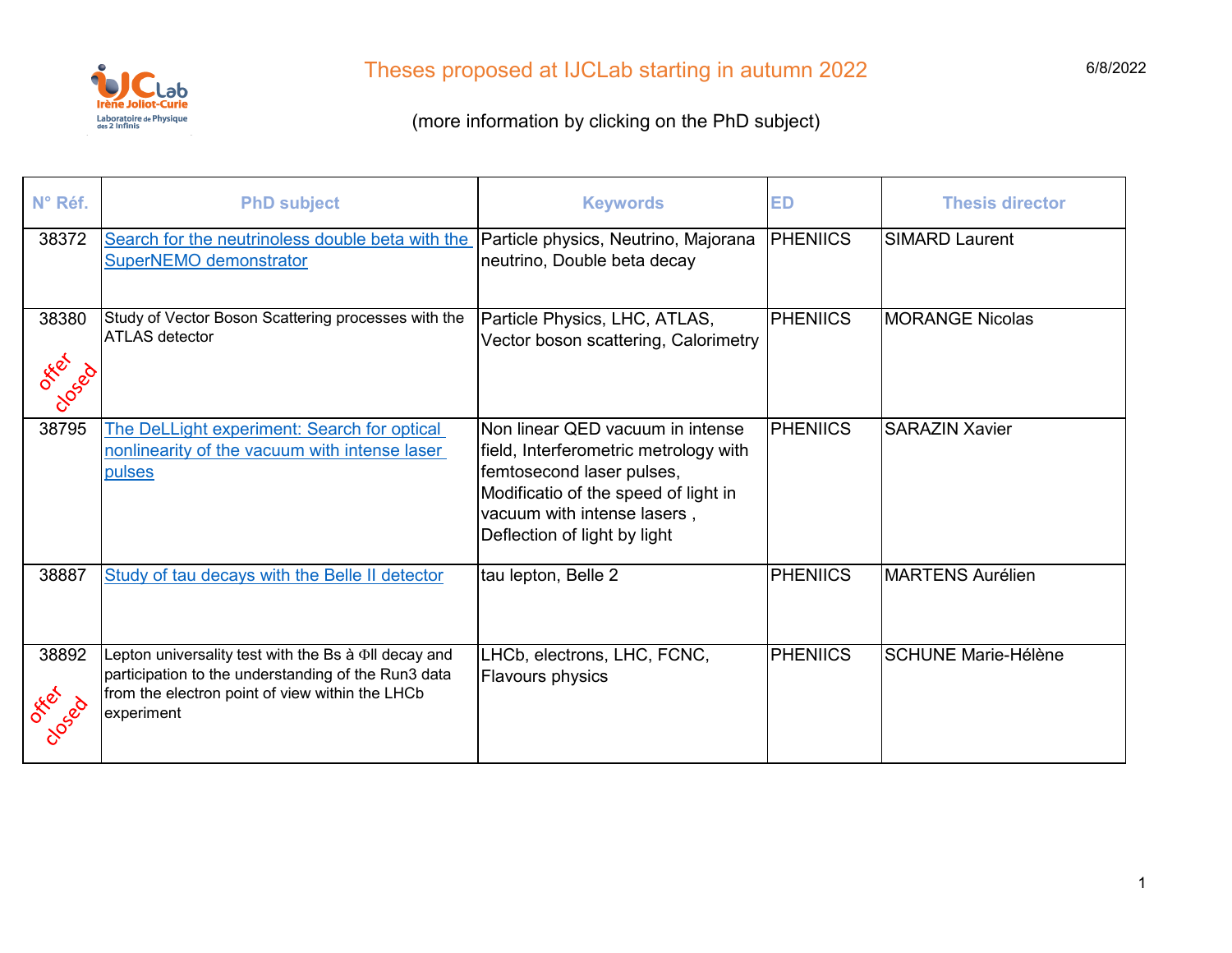# Theses proposed at IJCLab starting in autumn 2022

6/8/2022

(more information by clicking on the PhD subject)

| N° Réf. | PhD subject | Keywords | ED | Thesis director |
|---|---|---|---|---|
| 38372 | Search for the neutrinoless double beta with the SuperNEMO demonstrator | Particle physics, Neutrino, Majorana neutrino, Double beta decay | PHENIICS | SIMARD Laurent |
| 38380 offer closed | Study of Vector Boson Scattering processes with the ATLAS detector | Particle Physics, LHC, ATLAS, Vector boson scattering, Calorimetry | PHENIICS | MORANGE Nicolas |
| 38795 | The DeLLight experiment: Search for optical nonlinearity of the vacuum with intense laser pulses | Non linear QED vacuum in intense field, Interferometric metrology with femtosecond laser pulses, Modificatio of the speed of light in vacuum with intense lasers , Deflection of light by light | PHENIICS | SARAZIN Xavier |
| 38887 | Study of tau decays with the Belle II detector | tau lepton, Belle 2 | PHENIICS | MARTENS Aurélien |
| 38892 offer closed | Lepton universality test with the Bs à Φll decay and participation to the understanding of the Run3 data from the electron point of view within the LHCb experiment | LHCb, electrons, LHC, FCNC, Flavours physics | PHENIICS | SCHUNE Marie-Hélène |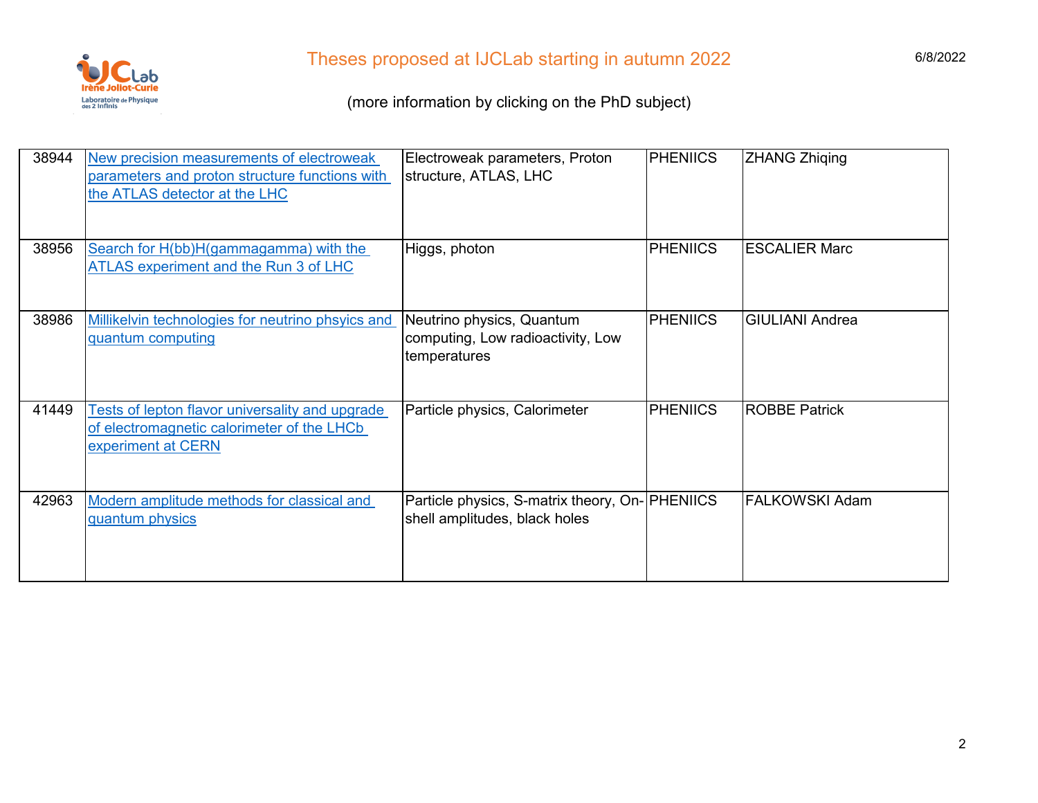# Theses proposed at IJCLab starting in autumn 2022

(more information by clicking on the PhD subject)

| | | | | |
|---|---|---|---|---|
| 38944 | New precision measurements of electroweak parameters and proton structure functions with the ATLAS detector at the LHC | Electroweak parameters, Proton structure, ATLAS, LHC | PHENIICS | ZHANG Zhiqing |
| 38956 | Search for H(bb)H(gammagamma) with the ATLAS experiment and the Run 3 of LHC | Higgs, photon | PHENIICS | ESCALIER Marc |
| 38986 | Millikelvin technologies for neutrino phsyics and quantum computing | Neutrino physics, Quantum computing, Low radioactivity, Low temperatures | PHENIICS | GIULIANI Andrea |
| 41449 | Tests of lepton flavor universality and upgrade of electromagnetic calorimeter of the LHCb experiment at CERN | Particle physics, Calorimeter | PHENIICS | ROBBE Patrick |
| 42963 | Modern amplitude methods for classical and quantum physics | Particle physics, S-matrix theory, On-shell amplitudes, black holes | PHENIICS | FALKOWSKI Adam |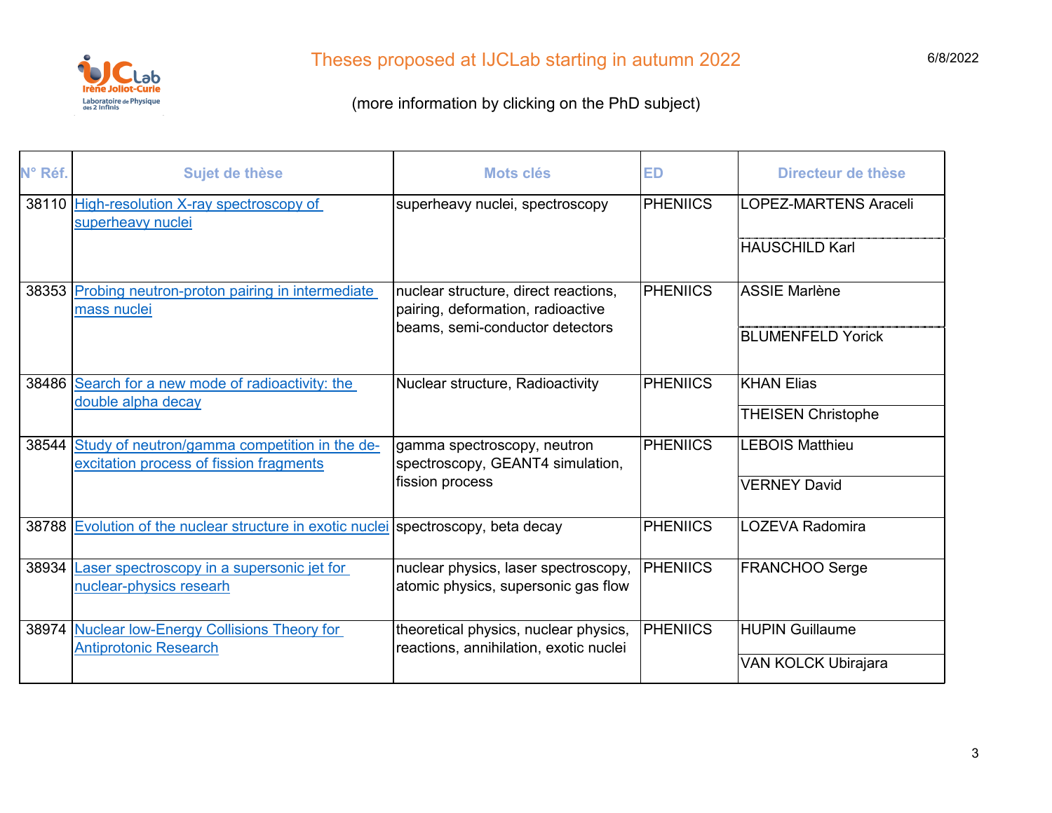# Theses proposed at IJCLab starting in autumn 2022

6/8/2022

(more information by clicking on the PhD subject)

| N° Réf. | Sujet de thèse | Mots clés | ED | Directeur de thèse |
|---|---|---|---|---|
| 38110 | High-resolution X-ray spectroscopy of superheavy nuclei | superheavy nuclei, spectroscopy | PHENIICS | LOPEZ-MARTENS Araceli<br>HAUSCHILD Karl |
| 38353 | Probing neutron-proton pairing in intermediate mass nuclei | nuclear structure, direct reactions, pairing, deformation, radioactive beams, semi-conductor detectors | PHENIICS | ASSIE Marlène<br>BLUMENFELD Yorick |
| 38486 | Search for a new mode of radioactivity: the double alpha decay | Nuclear structure, Radioactivity | PHENIICS | KHAN Elias<br>THEISEN Christophe |
| 38544 | Study of neutron/gamma competition in the de-excitation process of fission fragments | gamma spectroscopy, neutron spectroscopy, GEANT4 simulation, fission process | PHENIICS | LEBOIS Matthieu<br>VERNEY David |
| 38788 | Evolution of the nuclear structure in exotic nuclei | spectroscopy, beta decay | PHENIICS | LOZEVA Radomira |
| 38934 | Laser spectroscopy in a supersonic jet for nuclear-physics researh | nuclear physics, laser spectroscopy, atomic physics, supersonic gas flow | PHENIICS | FRANCHOO Serge |
| 38974 | Nuclear low-Energy Collisions Theory for Antiprotonic Research | theoretical physics, nuclear physics, reactions, annihilation, exotic nuclei | PHENIICS | HUPIN Guillaume<br>VAN KOLCK Ubirajara |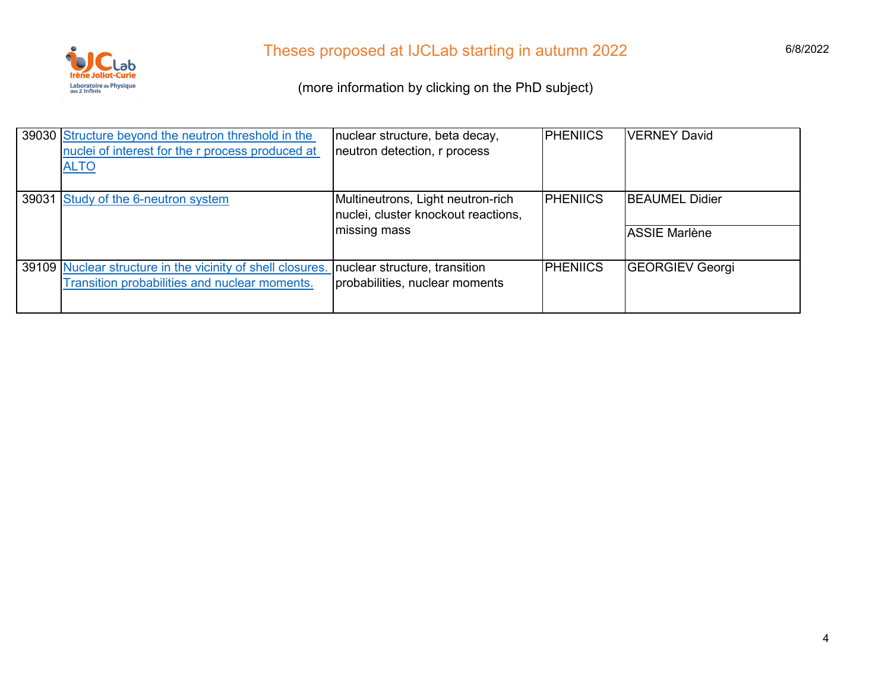# Theses proposed at IJCLab starting in autumn 2022

(more information by clicking on the PhD subject)

| | | | | |
|---|---|---|---|---|
| 39030 | Structure beyond the neutron threshold in the nuclei of interest for the r process produced at ALTO | nuclear structure, beta decay, neutron detection, r process | PHENIICS | VERNEY David |
| 39031 | Study of the 6-neutron system | Multineutrons, Light neutron-rich nuclei, cluster knockout reactions, missing mass | PHENIICS | BEAUMEL Didier<br>ASSIE Marlène |
| 39109 | Nuclear structure in the vicinity of shell closures. Transition probabilities and nuclear moments. | nuclear structure, transition probabilities, nuclear moments | PHENIICS | GEORGIEV Georgi |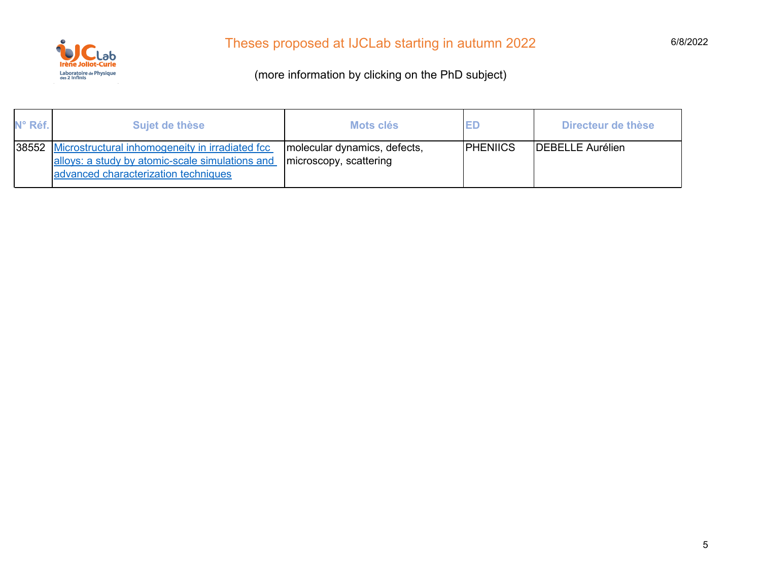# Theses proposed at IJCLab starting in autumn 2022

(more information by clicking on the PhD subject)

| N° Réf. | Sujet de thèse | Mots clés | ED | Directeur de thèse |
|---|---|---|---|---|
| 38552 | Microstructural inhomogeneity in irradiated fcc alloys: a study by atomic-scale simulations and advanced characterization techniques | molecular dynamics, defects, microscopy, scattering | PHENIICS | DEBELLE Aurélien |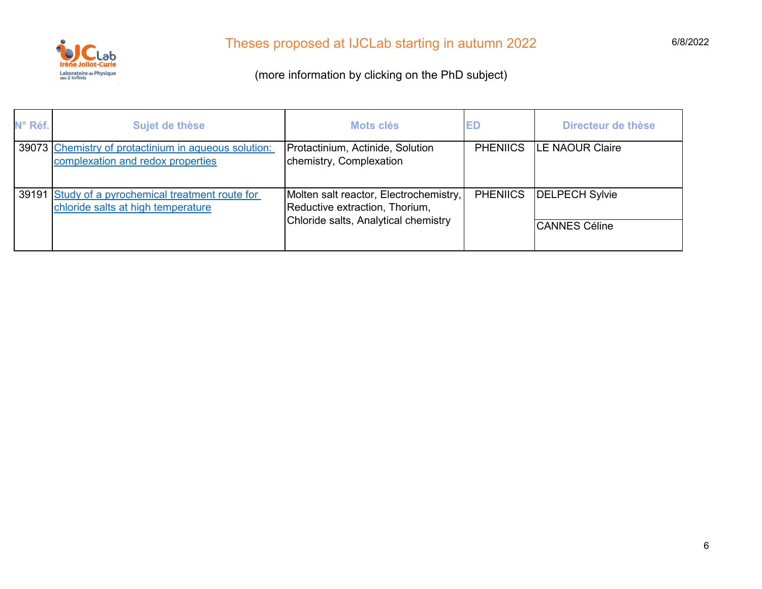# Theses proposed at IJCLab starting in autumn 2022

(more information by clicking on the PhD subject)

| N° Réf. | Sujet de thèse | Mots clés | ED | Directeur de thèse |
|---|---|---|---|---|
| 39073 | Chemistry of protactinium in aqueous solution: complexation and redox properties | Protactinium, Actinide, Solution chemistry, Complexation | PHENIICS | LE NAOUR Claire |
| 39191 | Study of a pyrochemical treatment route for chloride salts at high temperature | Molten salt reactor, Electrochemistry, Reductive extraction, Thorium, Chloride salts, Analytical chemistry | PHENIICS | DELPECH Sylvie |
| | | | | CANNES Céline |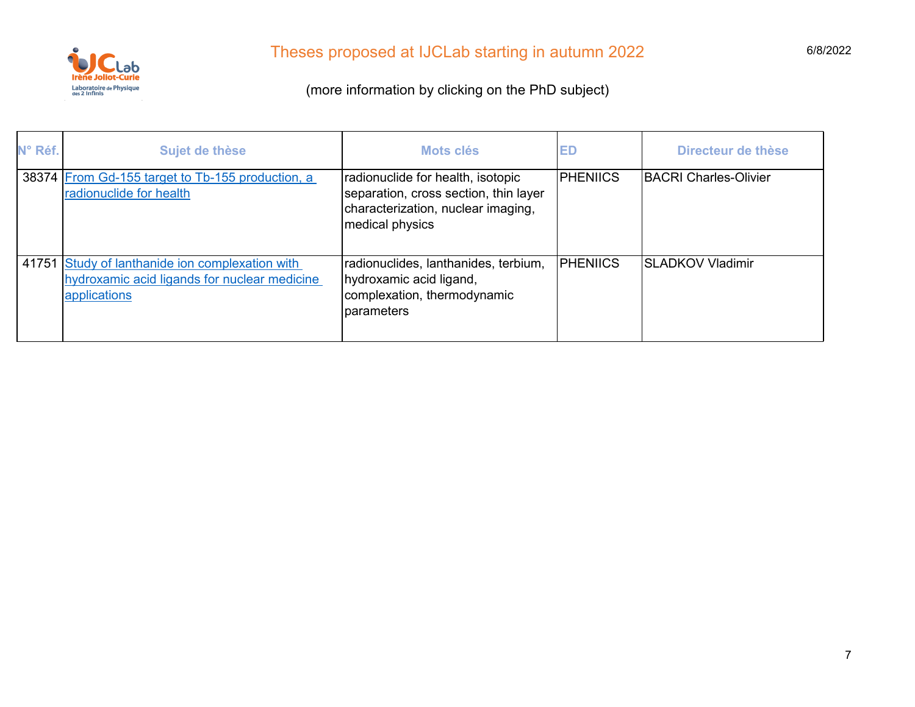# Theses proposed at IJCLab starting in autumn 2022

6/8/2022

(more information by clicking on the PhD subject)

| N° Réf. | Sujet de thèse | Mots clés | ED | Directeur de thèse |
|---|---|---|---|---|
| 38374 | From Gd-155 target to Tb-155 production, a radionuclide for health | radionuclide for health, isotopic separation, cross section, thin layer characterization, nuclear imaging, medical physics | PHENIICS | BACRI Charles-Olivier |
| 41751 | Study of lanthanide ion complexation with hydroxamic acid ligands for nuclear medicine applications | radionuclides, lanthanides, terbium, hydroxamic acid ligand, complexation, thermodynamic parameters | PHENIICS | SLADKOV Vladimir |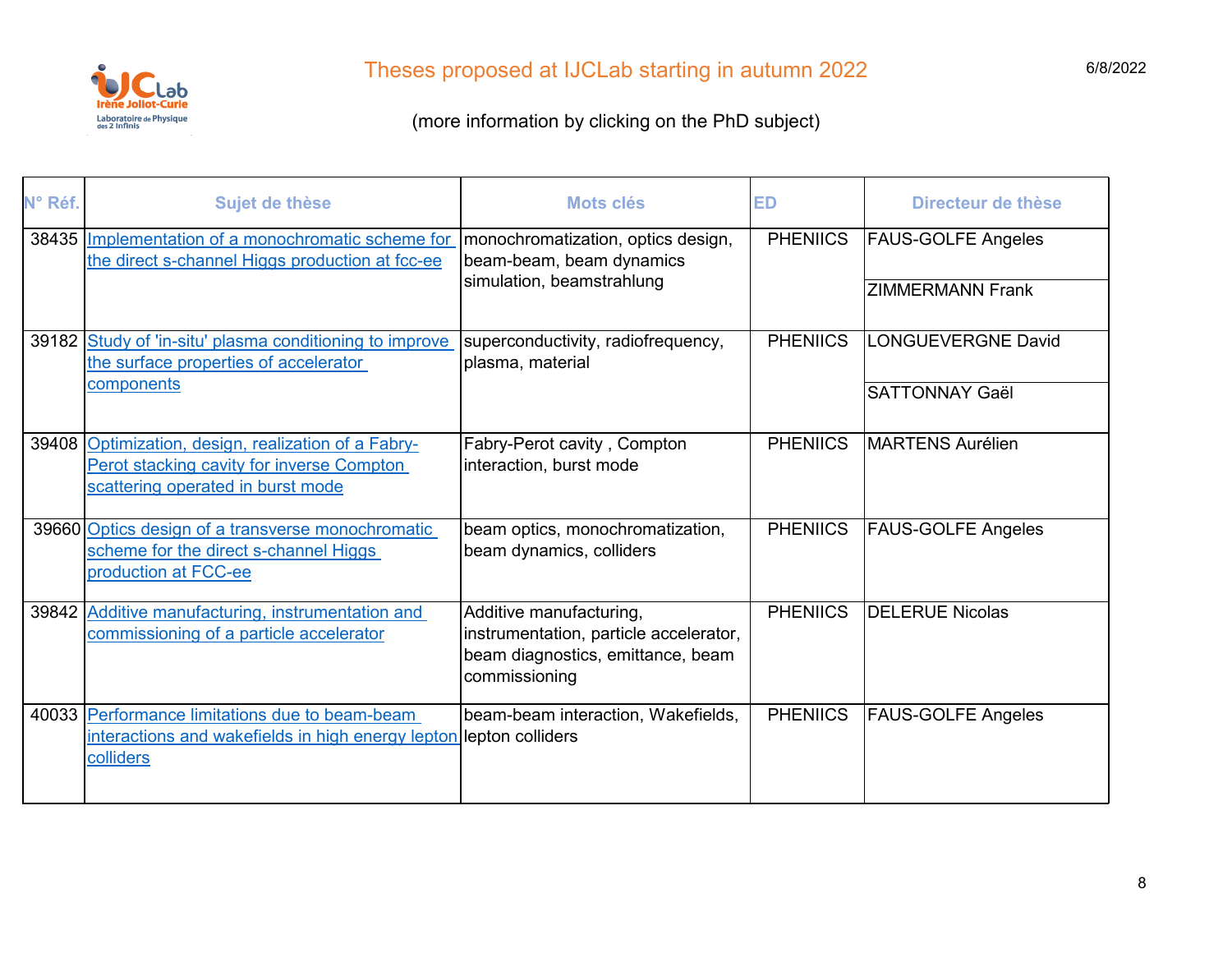# Theses proposed at IJCLab starting in autumn 2022

(more information by clicking on the PhD subject)

| N° Réf. | Sujet de thèse | Mots clés | ED | Directeur de thèse |
|---|---|---|---|---|
| 38435 | Implementation of a monochromatic scheme for the direct s-channel Higgs production at fcc-ee | monochromatization, optics design, beam-beam, beam dynamics simulation, beamstrahlung | PHENIICS | FAUS-GOLFE Angeles<br>ZIMMERMANN Frank |
| 39182 | Study of 'in-situ' plasma conditioning to improve the surface properties of accelerator components | superconductivity, radiofrequency, plasma, material | PHENIICS | LONGUEVERGNE David<br>SATTONNAY Gaël |
| 39408 | Optimization, design, realization of a Fabry-Perot stacking cavity for inverse Compton scattering operated in burst mode | Fabry-Perot cavity , Compton interaction, burst mode | PHENIICS | MARTENS Aurélien |
| 39660 | Optics design of a transverse monochromatic scheme for the direct s-channel Higgs production at FCC-ee | beam optics, monochromatization, beam dynamics, colliders | PHENIICS | FAUS-GOLFE Angeles |
| 39842 | Additive manufacturing, instrumentation and commissioning of a particle accelerator | Additive manufacturing, instrumentation, particle accelerator, beam diagnostics, emittance, beam commissioning | PHENIICS | DELERUE Nicolas |
| 40033 | Performance limitations due to beam-beam interactions and wakefields in high energy lepton colliders | beam-beam interaction, Wakefields, lepton colliders | PHENIICS | FAUS-GOLFE Angeles |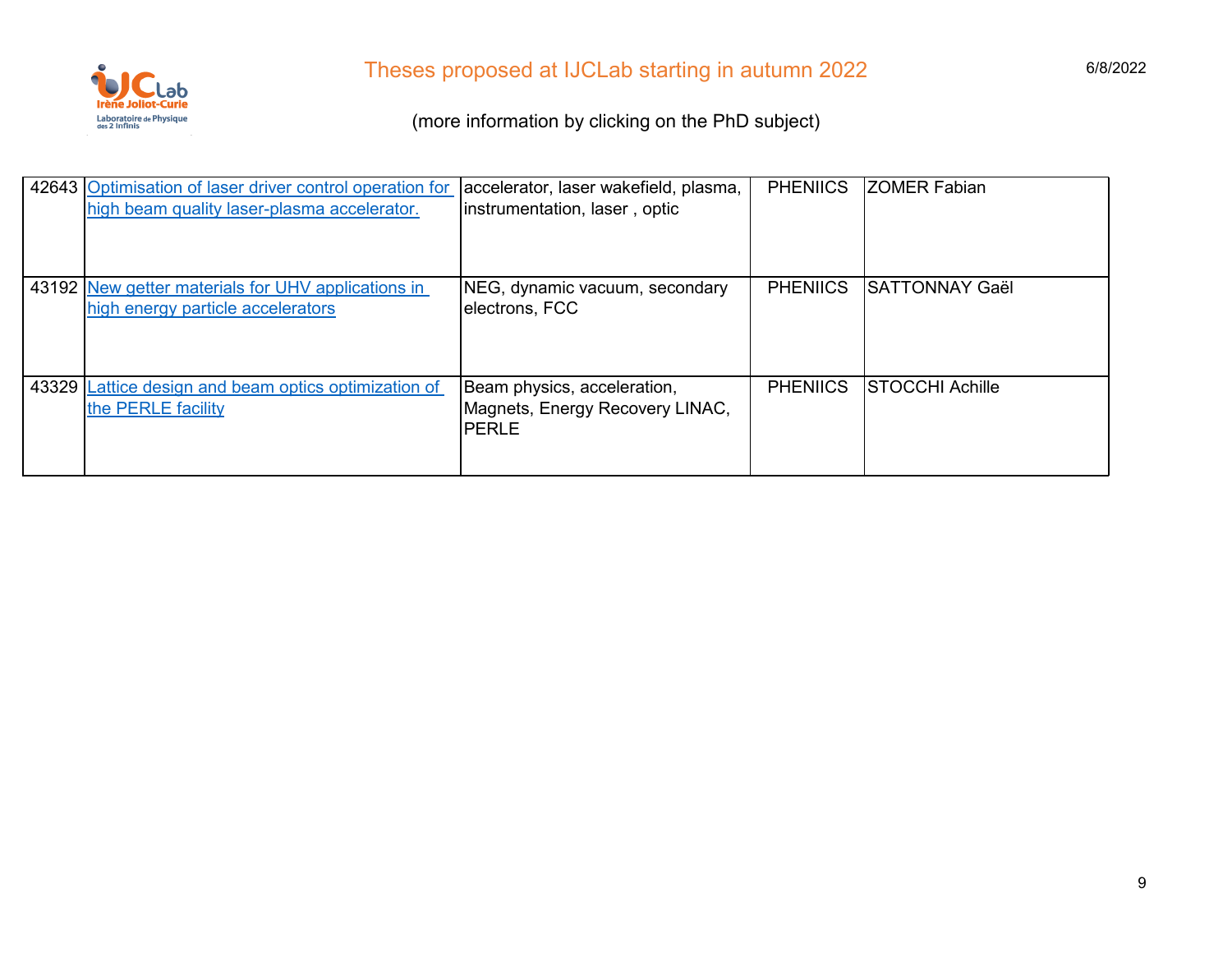| | | | | |
|---|---|---|---|---|
| 42643 | Optimisation of laser driver control operation for high beam quality laser-plasma accelerator. | accelerator, laser wakefield, plasma, instrumentation, laser , optic | PHENIICS | ZOMER Fabian |
| 43192 | New getter materials for UHV applications in high energy particle accelerators | NEG, dynamic vacuum, secondary electrons, FCC | PHENIICS | SATTONNAY Gaël |
| 43329 | Lattice design and beam optics optimization of the PERLE facility | Beam physics, acceleration, Magnets, Energy Recovery LINAC, PERLE | PHENIICS | STOCCHI Achille |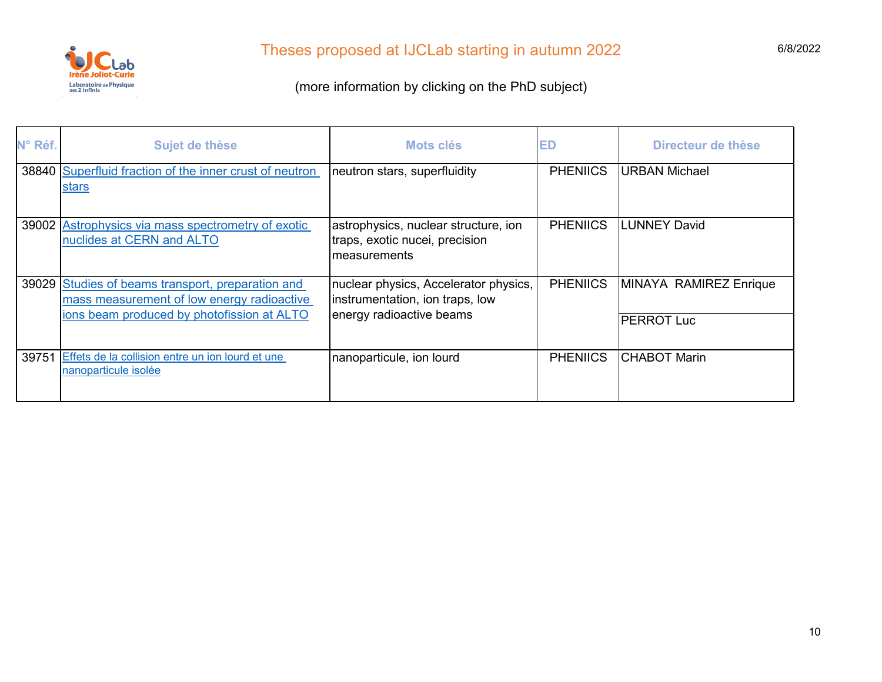# Theses proposed at IJCLab starting in autumn 2022

(more information by clicking on the PhD subject)

| N° Réf. | Sujet de thèse | Mots clés | ED | Directeur de thèse |
|---|---|---|---|---|
| 38840 | Superfluid fraction of the inner crust of neutron stars | neutron stars, superfluidity | PHENIICS | URBAN Michael |
| 39002 | Astrophysics via mass spectrometry of exotic nuclides at CERN and ALTO | astrophysics, nuclear structure, ion traps, exotic nucei, precision measurements | PHENIICS | LUNNEY David |
| 39029 | Studies of beams transport, preparation and mass measurement of low energy radioactive ions beam produced by photofission at ALTO | nuclear physics, Accelerator physics, instrumentation, ion traps, low energy radioactive beams | PHENIICS | MINAYA RAMIREZ Enrique<br>PERROT Luc |
| 39751 | Effets de la collision entre un ion lourd et une nanoparticule isolée | nanoparticule, ion lourd | PHENIICS | CHABOT Marin |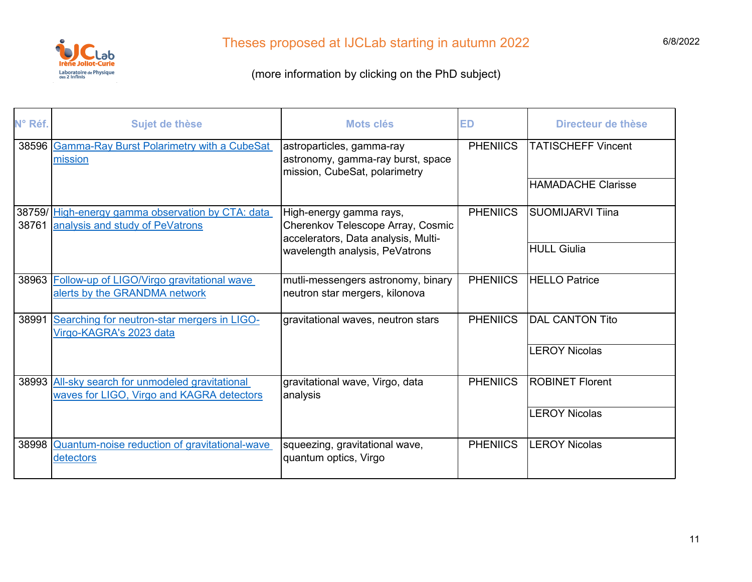# Theses proposed at IJCLab starting in autumn 2022

6/8/2022

(more information by clicking on the PhD subject)

| N° Réf. | Sujet de thèse | Mots clés | ED | Directeur de thèse |
|---|---|---|---|---|
| 38596 | Gamma-Ray Burst Polarimetry with a CubeSat mission | astroparticles, gamma-ray astronomy, gamma-ray burst, space mission, CubeSat, polarimetry | PHENIICS | TATISCHEFF Vincent<br>HAMADACHE Clarisse |
| 38759/ 38761 | High-energy gamma observation by CTA: data analysis and study of PeVatrons | High-energy gamma rays, Cherenkov Telescope Array, Cosmic accelerators, Data analysis, Multi-wavelength analysis, PeVatrons | PHENIICS | SUOMIJARVI Tiina<br>HULL Giulia |
| 38963 | Follow-up of LIGO/Virgo gravitational wave alerts by the GRANDMA network | mutli-messengers astronomy, binary neutron star mergers, kilonova | PHENIICS | HELLO Patrice |
| 38991 | Searching for neutron-star mergers in LIGO-Virgo-KAGRA's 2023 data | gravitational waves, neutron stars | PHENIICS | DAL CANTON Tito<br>LEROY Nicolas |
| 38993 | All-sky search for unmodeled gravitational waves for LIGO, Virgo and KAGRA detectors | gravitational wave, Virgo, data analysis | PHENIICS | ROBINET Florent<br>LEROY Nicolas |
| 38998 | Quantum-noise reduction of gravitational-wave detectors | squeezing, gravitational wave, quantum optics, Virgo | PHENIICS | LEROY Nicolas |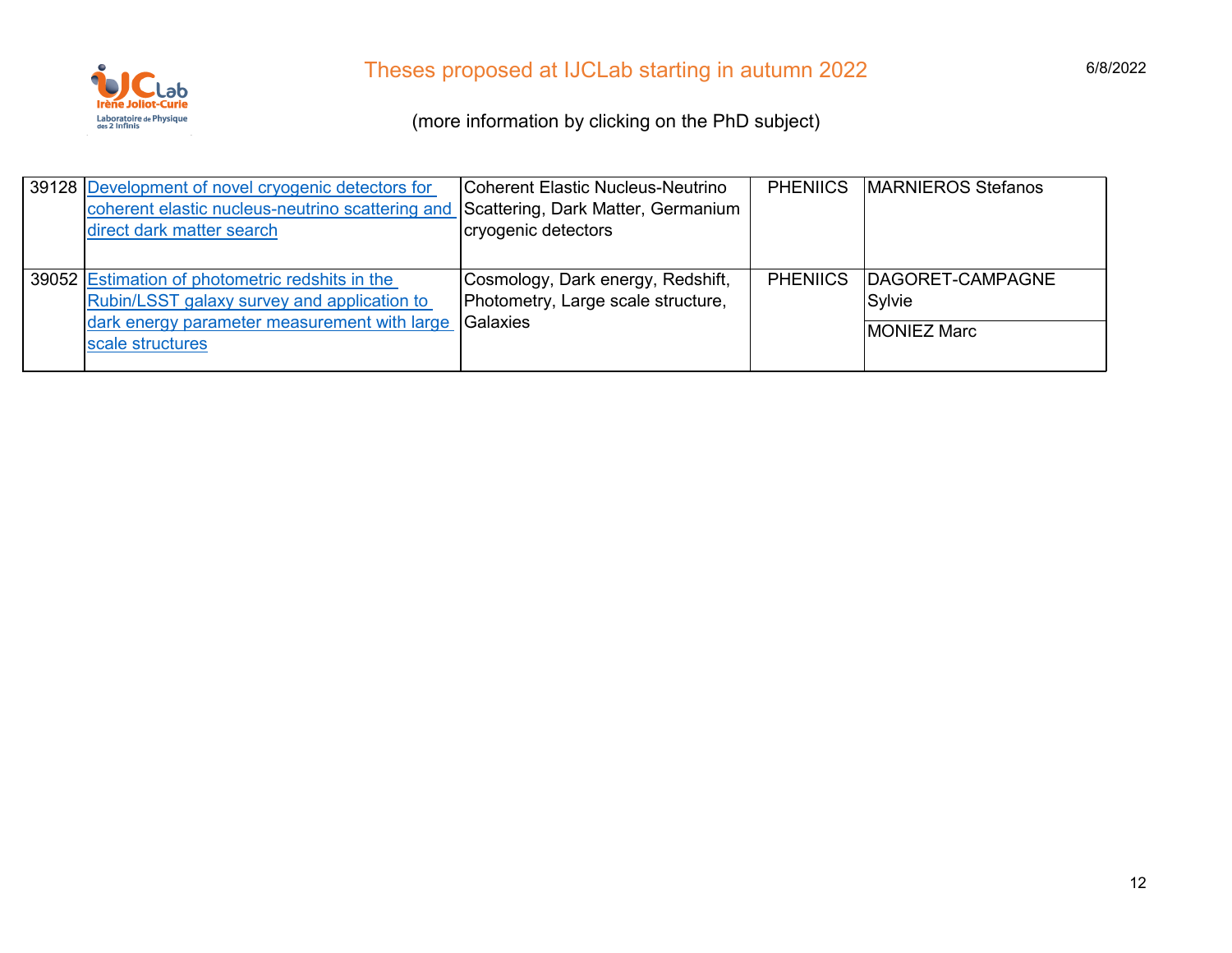# Theses proposed at IJCLab starting in autumn 2022

(more information by clicking on the PhD subject)

| | | | | |
|---|---|---|---|---|
| 39128 | Development of novel cryogenic detectors for coherent elastic nucleus-neutrino scattering and direct dark matter search | Coherent Elastic Nucleus-Neutrino Scattering, Dark Matter, Germanium cryogenic detectors | PHENIICS | MARNIEROS Stefanos |
| 39052 | Estimation of photometric redshits in the Rubin/LSST galaxy survey and application to dark energy parameter measurement with large scale structures | Cosmology, Dark energy, Redshift, Photometry, Large scale structure, Galaxies | PHENIICS | DAGORET-CAMPAGNE Sylvie<br>MONIEZ Marc |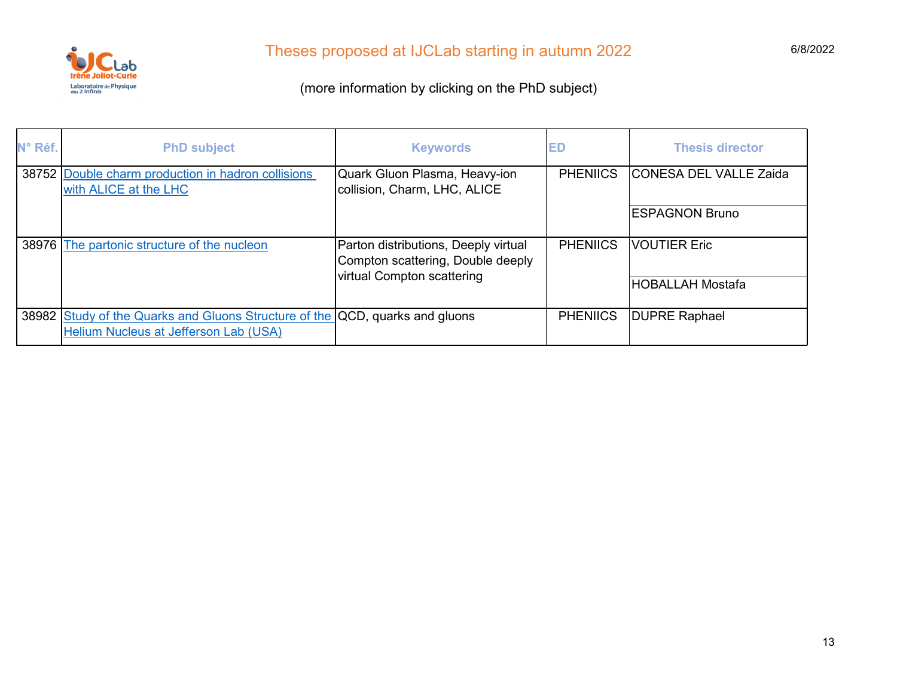# Theses proposed at IJCLab starting in autumn 2022

6/8/2022

(more information by clicking on the PhD subject)

| N° Réf. | PhD subject | Keywords | ED | Thesis director |
|---|---|---|---|---|
| 38752 | Double charm production in hadron collisions with ALICE at the LHC | Quark Gluon Plasma, Heavy-ion collision, Charm, LHC, ALICE | PHENIICS | CONESA DEL VALLE Zaida |
| | | | | ESPAGNON Bruno |
| 38976 | The partonic structure of the nucleon | Parton distributions, Deeply virtual Compton scattering, Double deeply virtual Compton scattering | PHENIICS | VOUTIER Eric |
| | | | | HOBALLAH Mostafa |
| 38982 | Study of the Quarks and Gluons Structure of the Helium Nucleus at Jefferson Lab (USA) | QCD, quarks and gluons | PHENIICS | DUPRE Raphael |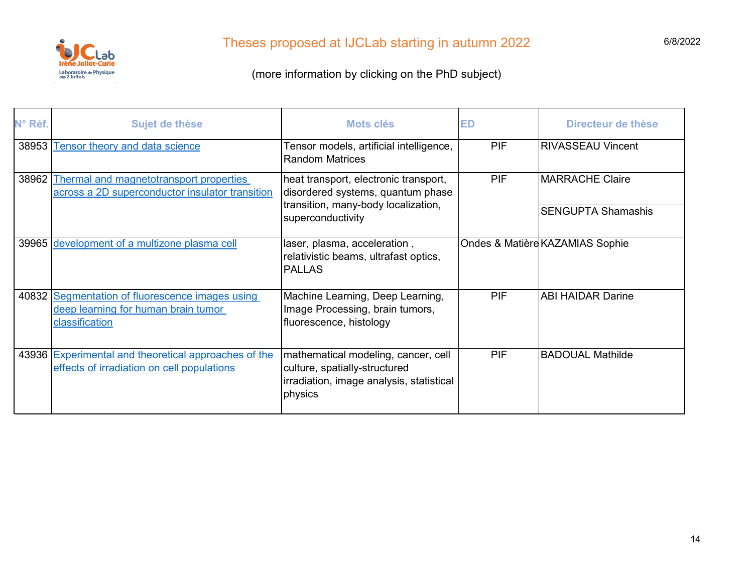# Theses proposed at IJCLab starting in autumn 2022

6/8/2022

(more information by clicking on the PhD subject)

| N° Réf. | Sujet de thèse | Mots clés | ED | Directeur de thèse |
|---|---|---|---|---|
| 38953 | Tensor theory and data science | Tensor models, artificial intelligence, Random Matrices | PIF | RIVASSEAU Vincent |
| 38962 | Thermal and magnetotransport properties across a 2D superconductor insulator transition | heat transport, electronic transport, disordered systems, quantum phase transition, many-body localization, superconductivity | PIF | MARRACHE Claire<br>SENGUPTA Shamashis |
| 39965 | development of a multizone plasma cell | laser, plasma, acceleration , relativistic beams, ultrafast optics, PALLAS | Ondes & Matière | KAZAMIAS Sophie |
| 40832 | Segmentation of fluorescence images using deep learning for human brain tumor classification | Machine Learning, Deep Learning, Image Processing, brain tumors, fluorescence, histology | PIF | ABI HAIDAR Darine |
| 43936 | Experimental and theoretical approaches of the effects of irradiation on cell populations | mathematical modeling, cancer, cell culture, spatially-structured irradiation, image analysis, statistical physics | PIF | BADOUAL Mathilde |